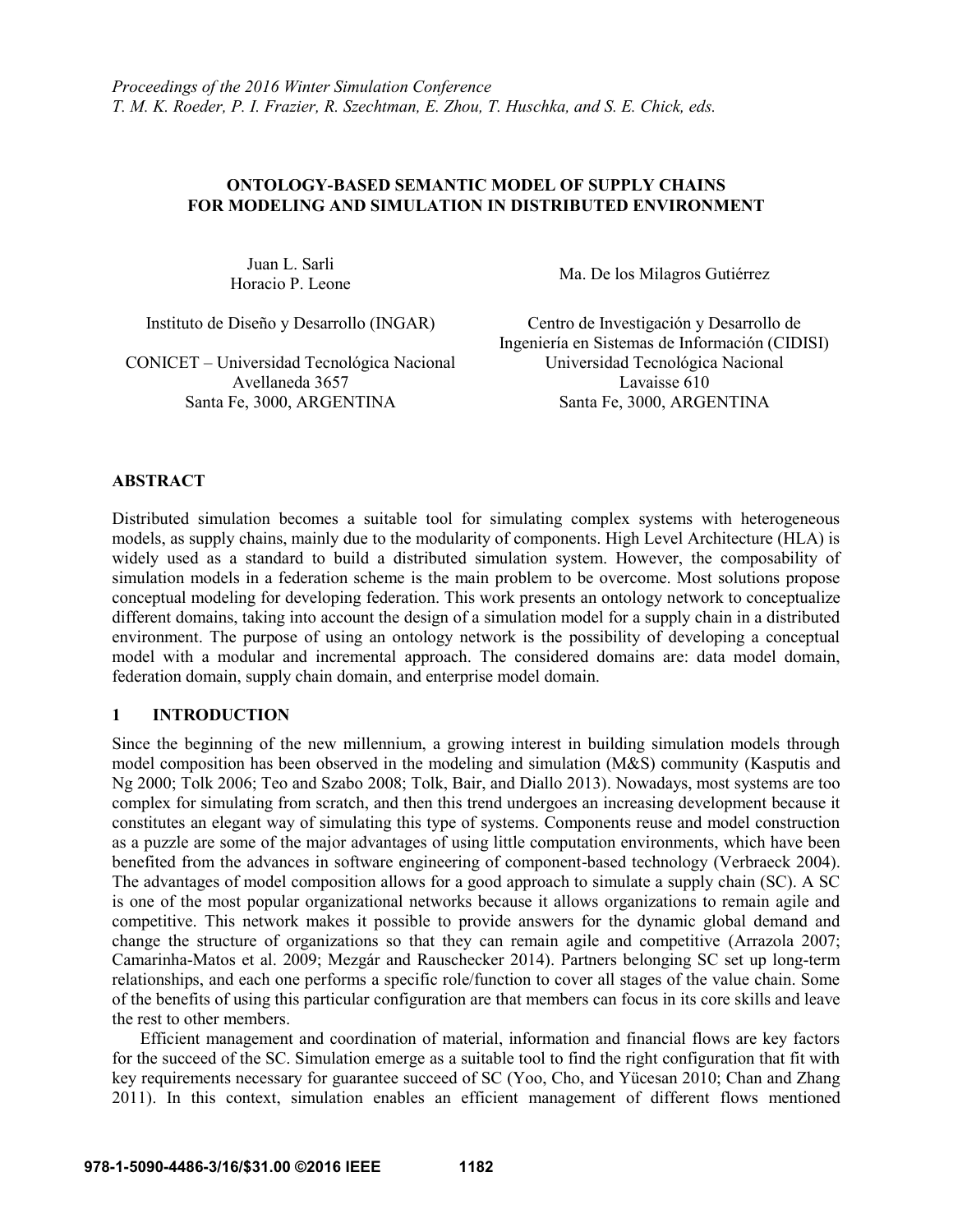# ONTOLOGY-BASED SEMANTIC MODEL OF SUPPLY CHAINS FOR MODELING AND SIMULATION IN DISTRIBUTED ENVIRONMENT

Juan L. Sarli
Horacio P. Leone

Instituto de Diseño y Desarrollo (INGAR)

CONICET – Universidad Tecnológica Nacional
Avellaneda 3657
Santa Fe, 3000, ARGENTINA

Ma. De los Milagros Gutiérrez

Centro de Investigación y Desarrollo de Ingeniería en Sistemas de Información (CIDISI)
Universidad Tecnológica Nacional
Lavaisse 610
Santa Fe, 3000, ARGENTINA

## ABSTRACT

Distributed simulation becomes a suitable tool for simulating complex systems with heterogeneous models, as supply chains, mainly due to the modularity of components. High Level Architecture (HLA) is widely used as a standard to build a distributed simulation system. However, the composability of simulation models in a federation scheme is the main problem to be overcome. Most solutions propose conceptual modeling for developing federation. This work presents an ontology network to conceptualize different domains, taking into account the design of a simulation model for a supply chain in a distributed environment. The purpose of using an ontology network is the possibility of developing a conceptual model with a modular and incremental approach. The considered domains are: data model domain, federation domain, supply chain domain, and enterprise model domain.

## 1 INTRODUCTION

Since the beginning of the new millennium, a growing interest in building simulation models through model composition has been observed in the modeling and simulation (M&S) community (Kasputis and Ng 2000; Tolk 2006; Teo and Szabo 2008; Tolk, Bair, and Diallo 2013). Nowadays, most systems are too complex for simulating from scratch, and then this trend undergoes an increasing development because it constitutes an elegant way of simulating this type of systems. Components reuse and model construction as a puzzle are some of the major advantages of using little computation environments, which have been benefited from the advances in software engineering of component-based technology (Verbraeck 2004). The advantages of model composition allows for a good approach to simulate a supply chain (SC). A SC is one of the most popular organizational networks because it allows organizations to remain agile and competitive. This network makes it possible to provide answers for the dynamic global demand and change the structure of organizations so that they can remain agile and competitive (Arrazola 2007; Camarinha-Matos et al. 2009; Mezgár and Rauschecker 2014). Partners belonging SC set up long-term relationships, and each one performs a specific role/function to cover all stages of the value chain. Some of the benefits of using this particular configuration are that members can focus in its core skills and leave the rest to other members.

Efficient management and coordination of material, information and financial flows are key factors for the succeed of the SC. Simulation emerge as a suitable tool to find the right configuration that fit with key requirements necessary for guarantee succeed of SC (Yoo, Cho, and Yücesan 2010; Chan and Zhang 2011). In this context, simulation enables an efficient management of different flows mentioned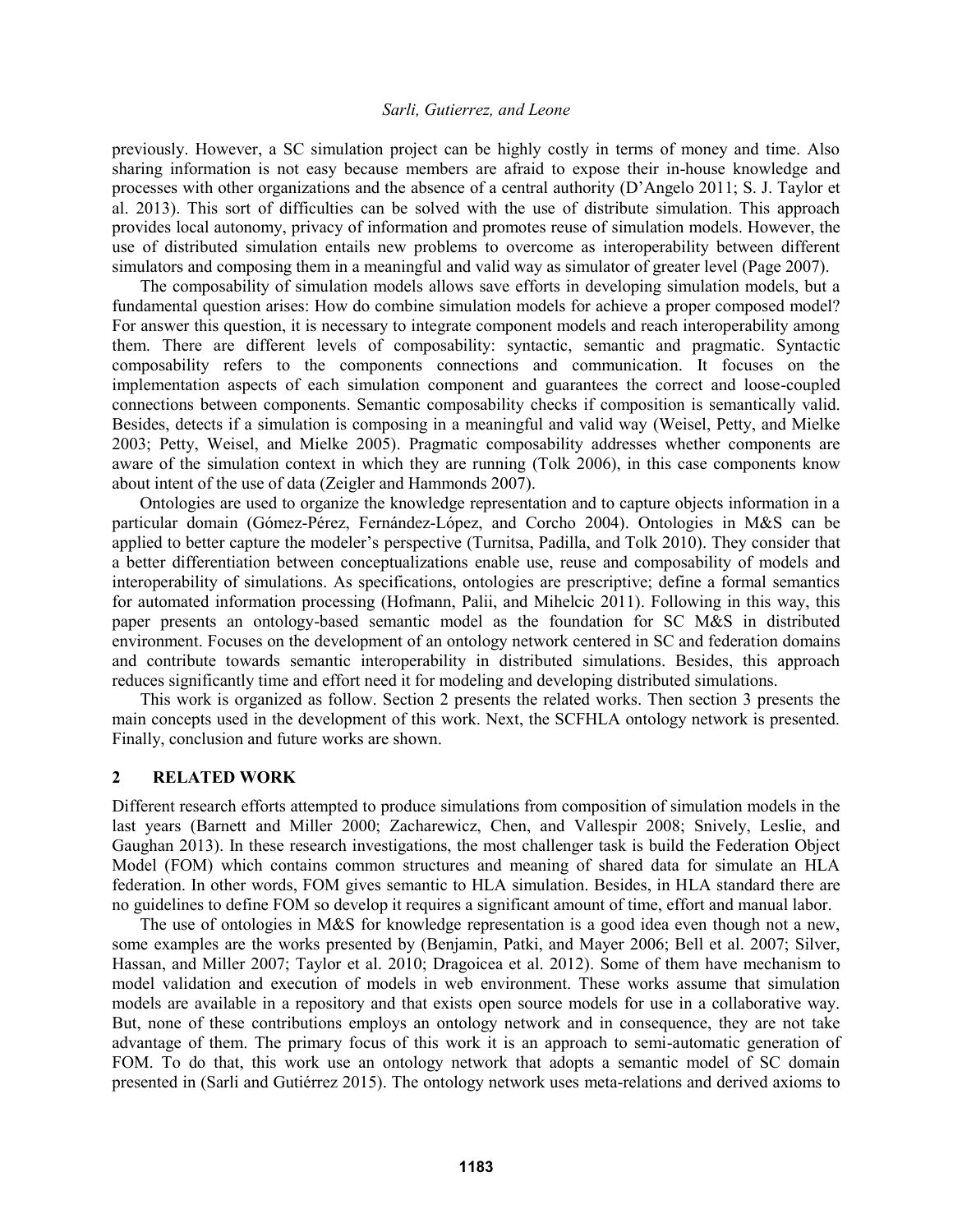previously. However, a SC simulation project can be highly costly in terms of money and time. Also sharing information is not easy because members are afraid to expose their in-house knowledge and processes with other organizations and the absence of a central authority (D'Angelo 2011; S. J. Taylor et al. 2013). This sort of difficulties can be solved with the use of distribute simulation. This approach provides local autonomy, privacy of information and promotes reuse of simulation models. However, the use of distributed simulation entails new problems to overcome as interoperability between different simulators and composing them in a meaningful and valid way as simulator of greater level (Page 2007).

The composability of simulation models allows save efforts in developing simulation models, but a fundamental question arises: How do combine simulation models for achieve a proper composed model? For answer this question, it is necessary to integrate component models and reach interoperability among them. There are different levels of composability: syntactic, semantic and pragmatic. Syntactic composability refers to the components connections and communication. It focuses on the implementation aspects of each simulation component and guarantees the correct and loose-coupled connections between components. Semantic composability checks if composition is semantically valid. Besides, detects if a simulation is composing in a meaningful and valid way (Weisel, Petty, and Mielke 2003; Petty, Weisel, and Mielke 2005). Pragmatic composability addresses whether components are aware of the simulation context in which they are running (Tolk 2006), in this case components know about intent of the use of data (Zeigler and Hammonds 2007).

Ontologies are used to organize the knowledge representation and to capture objects information in a particular domain (Gómez-Pérez, Fernández-López, and Corcho 2004). Ontologies in M&S can be applied to better capture the modeler's perspective (Turnitsa, Padilla, and Tolk 2010). They consider that a better differentiation between conceptualizations enable use, reuse and composability of models and interoperability of simulations. As specifications, ontologies are prescriptive; define a formal semantics for automated information processing (Hofmann, Palii, and Mihelcic 2011). Following in this way, this paper presents an ontology-based semantic model as the foundation for SC M&S in distributed environment. Focuses on the development of an ontology network centered in SC and federation domains and contribute towards semantic interoperability in distributed simulations. Besides, this approach reduces significantly time and effort need it for modeling and developing distributed simulations.

This work is organized as follow. Section 2 presents the related works. Then section 3 presents the main concepts used in the development of this work. Next, the SCFHLA ontology network is presented. Finally, conclusion and future works are shown.

## 2 RELATED WORK

Different research efforts attempted to produce simulations from composition of simulation models in the last years (Barnett and Miller 2000; Zacharewicz, Chen, and Vallespir 2008; Snively, Leslie, and Gaughan 2013). In these research investigations, the most challenger task is build the Federation Object Model (FOM) which contains common structures and meaning of shared data for simulate an HLA federation. In other words, FOM gives semantic to HLA simulation. Besides, in HLA standard there are no guidelines to define FOM so develop it requires a significant amount of time, effort and manual labor.

The use of ontologies in M&S for knowledge representation is a good idea even though not a new, some examples are the works presented by (Benjamin, Patki, and Mayer 2006; Bell et al. 2007; Silver, Hassan, and Miller 2007; Taylor et al. 2010; Dragoicea et al. 2012). Some of them have mechanism to model validation and execution of models in web environment. These works assume that simulation models are available in a repository and that exists open source models for use in a collaborative way. But, none of these contributions employs an ontology network and in consequence, they are not take advantage of them. The primary focus of this work it is an approach to semi-automatic generation of FOM. To do that, this work use an ontology network that adopts a semantic model of SC domain presented in (Sarli and Gutiérrez 2015). The ontology network uses meta-relations and derived axioms to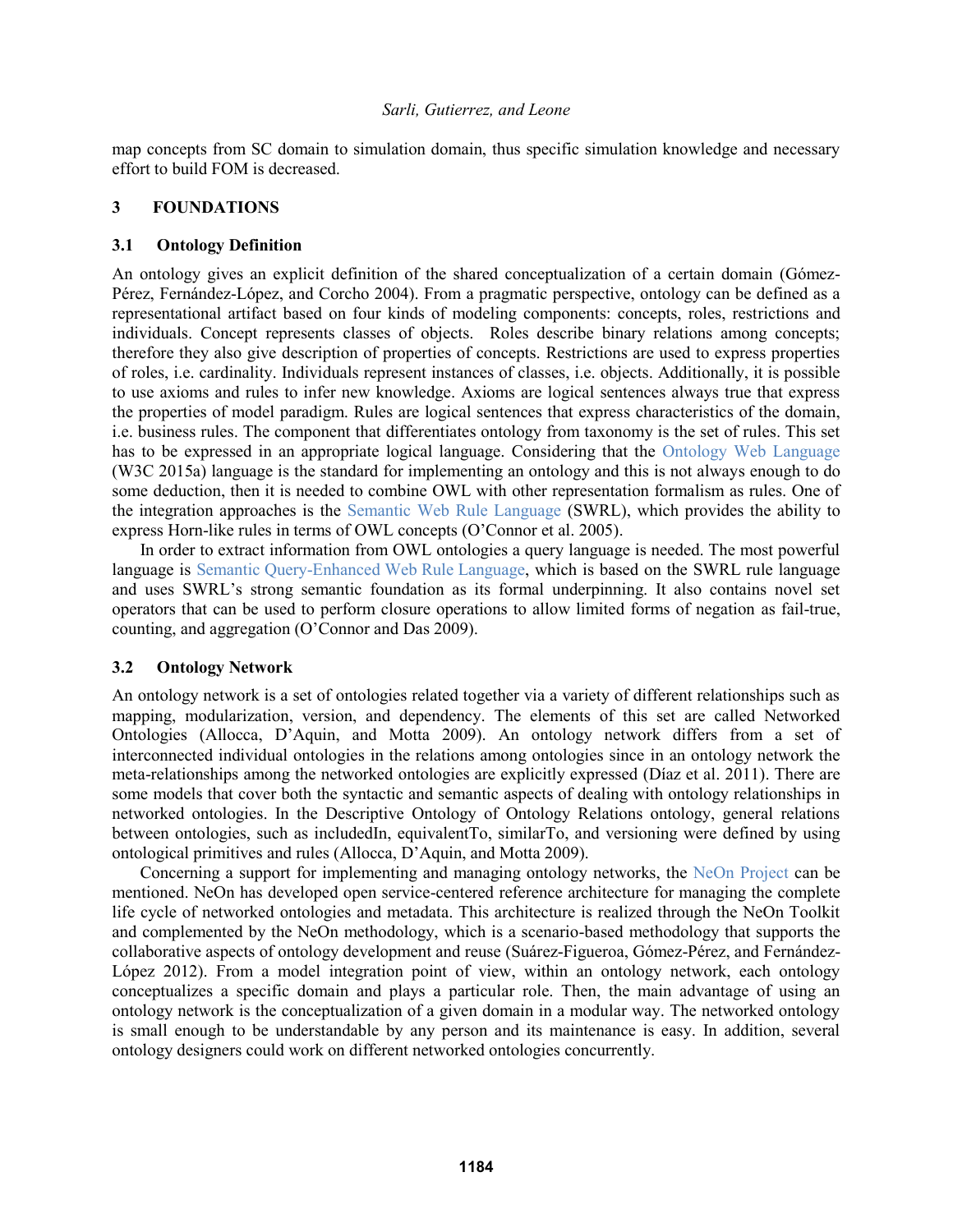map concepts from SC domain to simulation domain, thus specific simulation knowledge and necessary effort to build FOM is decreased.

## 3 FOUNDATIONS

### 3.1 Ontology Definition

An ontology gives an explicit definition of the shared conceptualization of a certain domain (Gómez-Pérez, Fernández-López, and Corcho 2004). From a pragmatic perspective, ontology can be defined as a representational artifact based on four kinds of modeling components: concepts, roles, restrictions and individuals. Concept represents classes of objects. Roles describe binary relations among concepts; therefore they also give description of properties of concepts. Restrictions are used to express properties of roles, i.e. cardinality. Individuals represent instances of classes, i.e. objects. Additionally, it is possible to use axioms and rules to infer new knowledge. Axioms are logical sentences always true that express the properties of model paradigm. Rules are logical sentences that express characteristics of the domain, i.e. business rules. The component that differentiates ontology from taxonomy is the set of rules. This set has to be expressed in an appropriate logical language. Considering that the Ontology Web Language (W3C 2015a) language is the standard for implementing an ontology and this is not always enough to do some deduction, then it is needed to combine OWL with other representation formalism as rules. One of the integration approaches is the Semantic Web Rule Language (SWRL), which provides the ability to express Horn-like rules in terms of OWL concepts (O'Connor et al. 2005).

In order to extract information from OWL ontologies a query language is needed. The most powerful language is Semantic Query-Enhanced Web Rule Language, which is based on the SWRL rule language and uses SWRL's strong semantic foundation as its formal underpinning. It also contains novel set operators that can be used to perform closure operations to allow limited forms of negation as fail-true, counting, and aggregation (O'Connor and Das 2009).

### 3.2 Ontology Network

An ontology network is a set of ontologies related together via a variety of different relationships such as mapping, modularization, version, and dependency. The elements of this set are called Networked Ontologies (Allocca, D'Aquin, and Motta 2009). An ontology network differs from a set of interconnected individual ontologies in the relations among ontologies since in an ontology network the meta-relationships among the networked ontologies are explicitly expressed (Díaz et al. 2011). There are some models that cover both the syntactic and semantic aspects of dealing with ontology relationships in networked ontologies. In the Descriptive Ontology of Ontology Relations ontology, general relations between ontologies, such as includedIn, equivalentTo, similarTo, and versioning were defined by using ontological primitives and rules (Allocca, D'Aquin, and Motta 2009).

Concerning a support for implementing and managing ontology networks, the NeOn Project can be mentioned. NeOn has developed open service-centered reference architecture for managing the complete life cycle of networked ontologies and metadata. This architecture is realized through the NeOn Toolkit and complemented by the NeOn methodology, which is a scenario-based methodology that supports the collaborative aspects of ontology development and reuse (Suárez-Figueroa, Gómez-Pérez, and Fernández-López 2012). From a model integration point of view, within an ontology network, each ontology conceptualizes a specific domain and plays a particular role. Then, the main advantage of using an ontology network is the conceptualization of a given domain in a modular way. The networked ontology is small enough to be understandable by any person and its maintenance is easy. In addition, several ontology designers could work on different networked ontologies concurrently.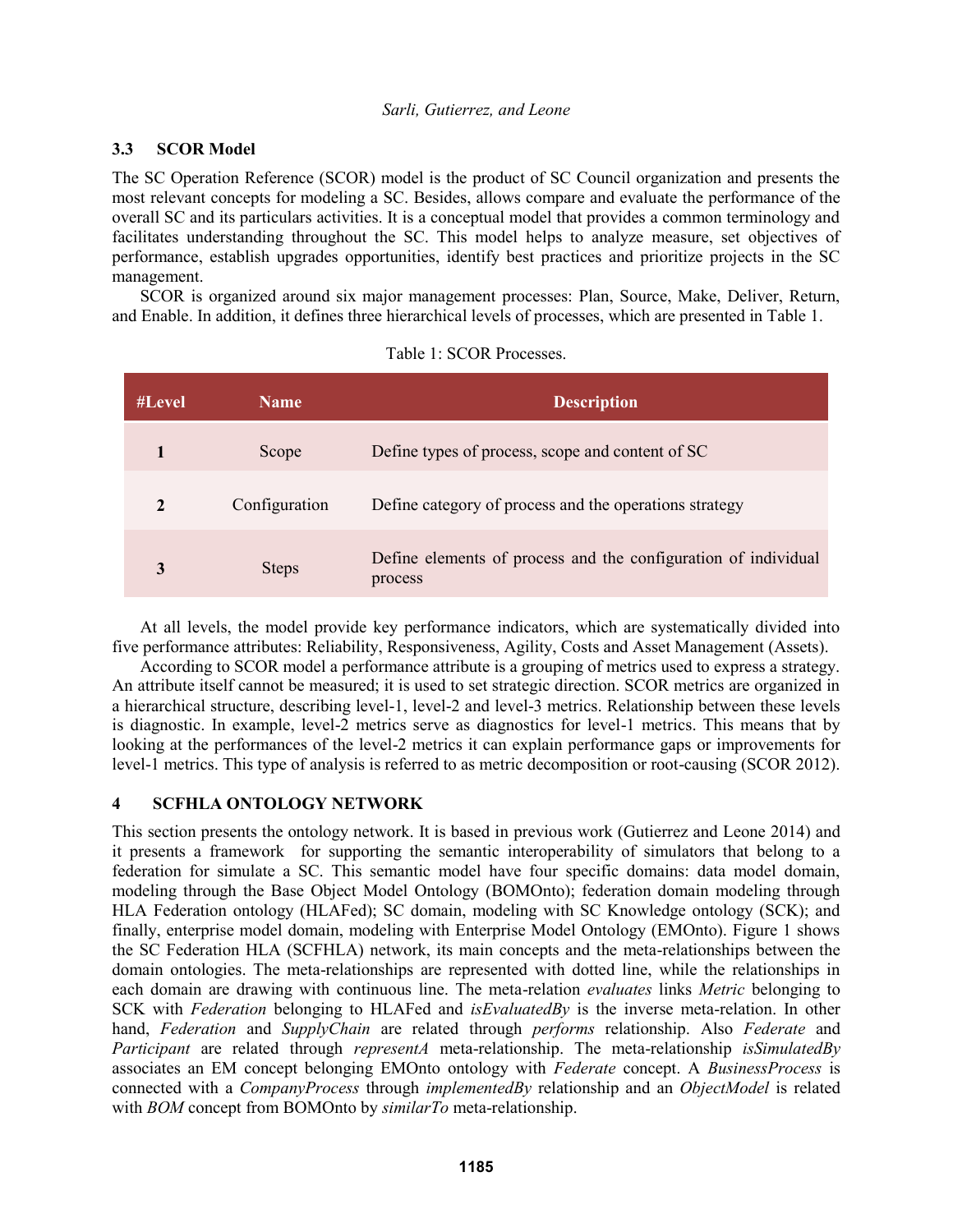## 3.3 SCOR Model

The SC Operation Reference (SCOR) model is the product of SC Council organization and presents the most relevant concepts for modeling a SC. Besides, allows compare and evaluate the performance of the overall SC and its particulars activities. It is a conceptual model that provides a common terminology and facilitates understanding throughout the SC. This model helps to analyze measure, set objectives of performance, establish upgrades opportunities, identify best practices and prioritize projects in the SC management.

SCOR is organized around six major management processes: Plan, Source, Make, Deliver, Return, and Enable. In addition, it defines three hierarchical levels of processes, which are presented in Table 1.

Table 1: SCOR Processes.

| #Level | Name | Description |
|---|---|---|
| **1** | Scope | Define types of process, scope and content of SC |
| **2** | Configuration | Define category of process and the operations strategy |
| **3** | Steps | Define elements of process and the configuration of individual process |

At all levels, the model provide key performance indicators, which are systematically divided into five performance attributes: Reliability, Responsiveness, Agility, Costs and Asset Management (Assets).

According to SCOR model a performance attribute is a grouping of metrics used to express a strategy. An attribute itself cannot be measured; it is used to set strategic direction. SCOR metrics are organized in a hierarchical structure, describing level-1, level-2 and level-3 metrics. Relationship between these levels is diagnostic. In example, level-2 metrics serve as diagnostics for level-1 metrics. This means that by looking at the performances of the level-2 metrics it can explain performance gaps or improvements for level-1 metrics. This type of analysis is referred to as metric decomposition or root-causing (SCOR 2012).

# 4 SCFHLA ONTOLOGY NETWORK

This section presents the ontology network. It is based in previous work (Gutierrez and Leone 2014) and it presents a framework for supporting the semantic interoperability of simulators that belong to a federation for simulate a SC. This semantic model have four specific domains: data model domain, modeling through the Base Object Model Ontology (BOMOnto); federation domain modeling through HLA Federation ontology (HLAFed); SC domain, modeling with SC Knowledge ontology (SCK); and finally, enterprise model domain, modeling with Enterprise Model Ontology (EMOnto). Figure 1 shows the SC Federation HLA (SCFHLA) network, its main concepts and the meta-relationships between the domain ontologies. The meta-relationships are represented with dotted line, while the relationships in each domain are drawing with continuous line. The meta-relation *evaluates* links *Metric* belonging to SCK with *Federation* belonging to HLAFed and *isEvaluatedBy* is the inverse meta-relation. In other hand, *Federation* and *SupplyChain* are related through *performs* relationship. Also *Federate* and *Participant* are related through *representA* meta-relationship. The meta-relationship *isSimulatedBy* associates an EM concept belonging EMOnto ontology with *Federate* concept. A *BusinessProcess* is connected with a *CompanyProcess* through *implementedBy* relationship and an *ObjectModel* is related with *BOM* concept from BOMOnto by *similarTo* meta-relationship.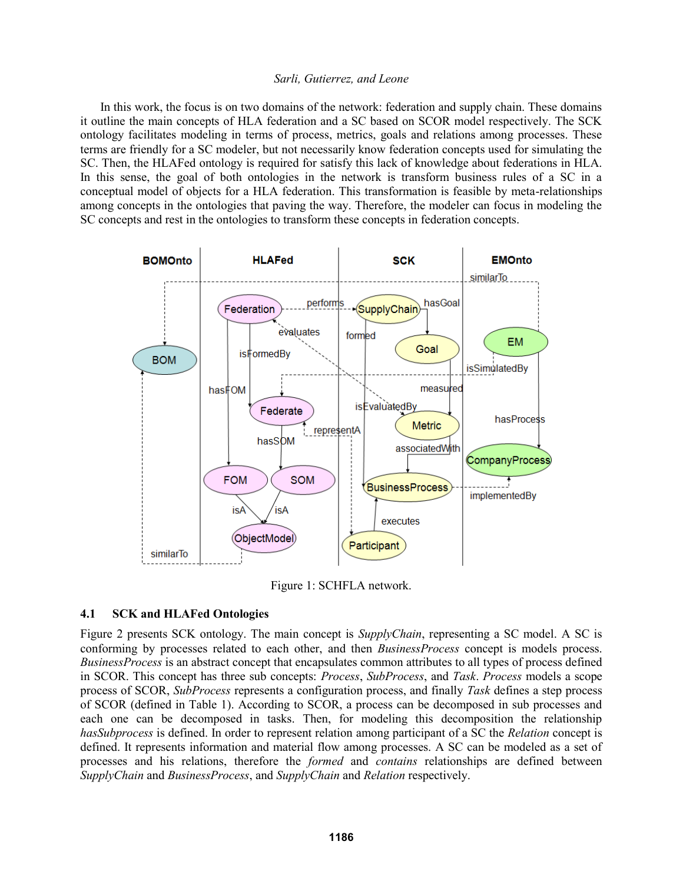In this work, the focus is on two domains of the network: federation and supply chain. These domains it outline the main concepts of HLA federation and a SC based on SCOR model respectively. The SCK ontology facilitates modeling in terms of process, metrics, goals and relations among processes. These terms are friendly for a SC modeler, but not necessarily know federation concepts used for simulating the SC. Then, the HLAFed ontology is required for satisfy this lack of knowledge about federations in HLA. In this sense, the goal of both ontologies in the network is transform business rules of a SC in a conceptual model of objects for a HLA federation. This transformation is feasible by meta-relationships among concepts in the ontologies that paving the way. Therefore, the modeler can focus in modeling the SC concepts and rest in the ontologies to transform these concepts in federation concepts.

Figure 1: SCHFLA network.

### 4.1 SCK and HLAFed Ontologies

Figure 2 presents SCK ontology. The main concept is *SupplyChain*, representing a SC model. A SC is conforming by processes related to each other, and then *BusinessProcess* concept is models process. *BusinessProcess* is an abstract concept that encapsulates common attributes to all types of process defined in SCOR. This concept has three sub concepts: *Process*, *SubProcess*, and *Task*. *Process* models a scope process of SCOR, *SubProcess* represents a configuration process, and finally *Task* defines a step process of SCOR (defined in Table 1). According to SCOR, a process can be decomposed in sub processes and each one can be decomposed in tasks. Then, for modeling this decomposition the relationship *hasSubprocess* is defined. In order to represent relation among participant of a SC the *Relation* concept is defined. It represents information and material flow among processes. A SC can be modeled as a set of processes and his relations, therefore the *formed* and *contains* relationships are defined between *SupplyChain* and *BusinessProcess*, and *SupplyChain* and *Relation* respectively.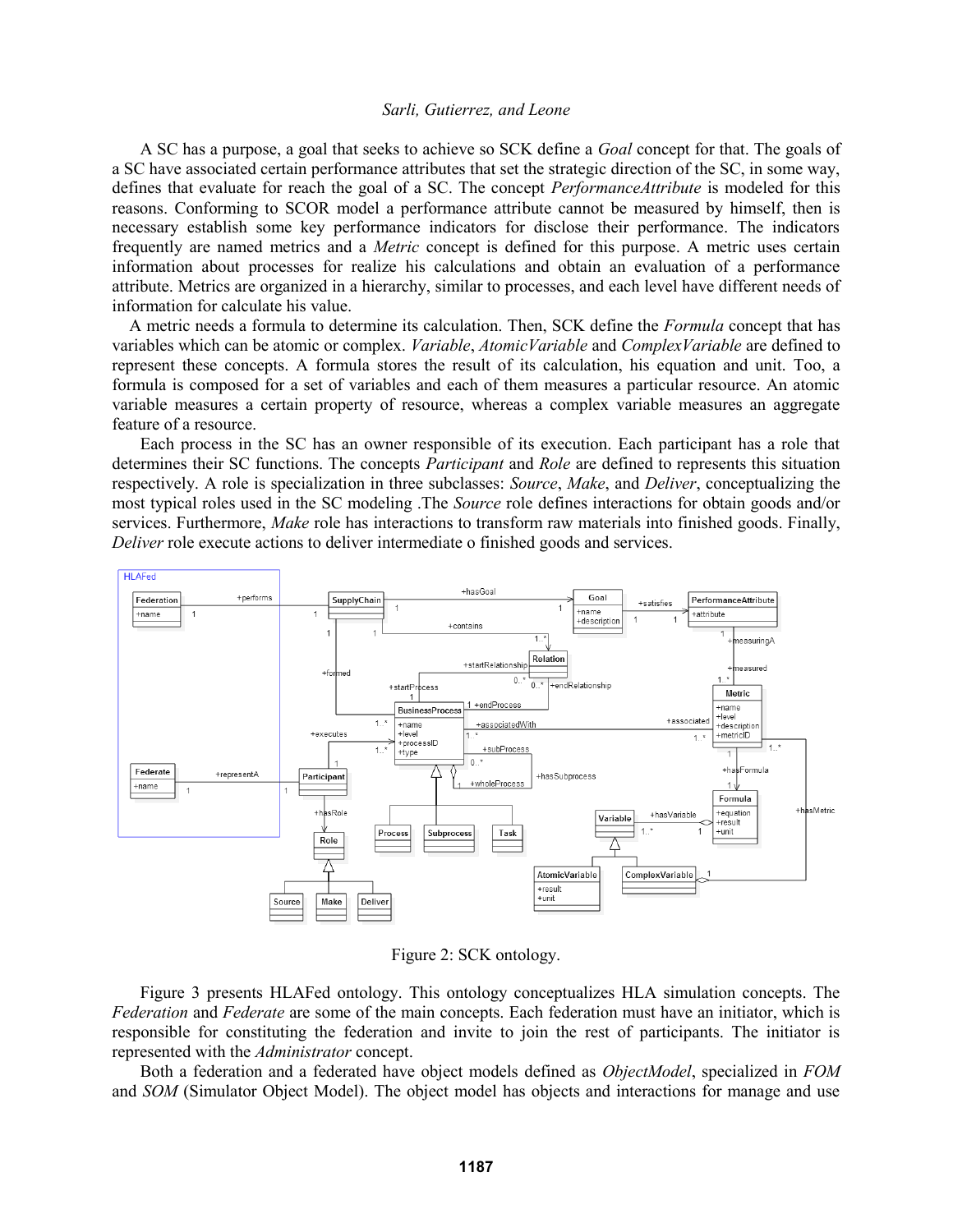A SC has a purpose, a goal that seeks to achieve so SCK define a *Goal* concept for that. The goals of a SC have associated certain performance attributes that set the strategic direction of the SC, in some way, defines that evaluate for reach the goal of a SC. The concept *PerformanceAttribute* is modeled for this reasons. Conforming to SCOR model a performance attribute cannot be measured by himself, then is necessary establish some key performance indicators for disclose their performance. The indicators frequently are named metrics and a *Metric* concept is defined for this purpose. A metric uses certain information about processes for realize his calculations and obtain an evaluation of a performance attribute. Metrics are organized in a hierarchy, similar to processes, and each level have different needs of information for calculate his value.

A metric needs a formula to determine its calculation. Then, SCK define the *Formula* concept that has variables which can be atomic or complex. *Variable*, *AtomicVariable* and *ComplexVariable* are defined to represent these concepts. A formula stores the result of its calculation, his equation and unit. Too, a formula is composed for a set of variables and each of them measures a particular resource. An atomic variable measures a certain property of resource, whereas a complex variable measures an aggregate feature of a resource.

Each process in the SC has an owner responsible of its execution. Each participant has a role that determines their SC functions. The concepts *Participant* and *Role* are defined to represents this situation respectively. A role is specialization in three subclasses: *Source*, *Make*, and *Deliver*, conceptualizing the most typical roles used in the SC modeling .The *Source* role defines interactions for obtain goods and/or services. Furthermore, *Make* role has interactions to transform raw materials into finished goods. Finally, *Deliver* role execute actions to deliver intermediate o finished goods and services.

Figure 2: SCK ontology.

Figure 3 presents HLAFed ontology. This ontology conceptualizes HLA simulation concepts. The *Federation* and *Federate* are some of the main concepts. Each federation must have an initiator, which is responsible for constituting the federation and invite to join the rest of participants. The initiator is represented with the *Administrator* concept.

Both a federation and a federated have object models defined as *ObjectModel*, specialized in *FOM* and *SOM* (Simulator Object Model). The object model has objects and interactions for manage and use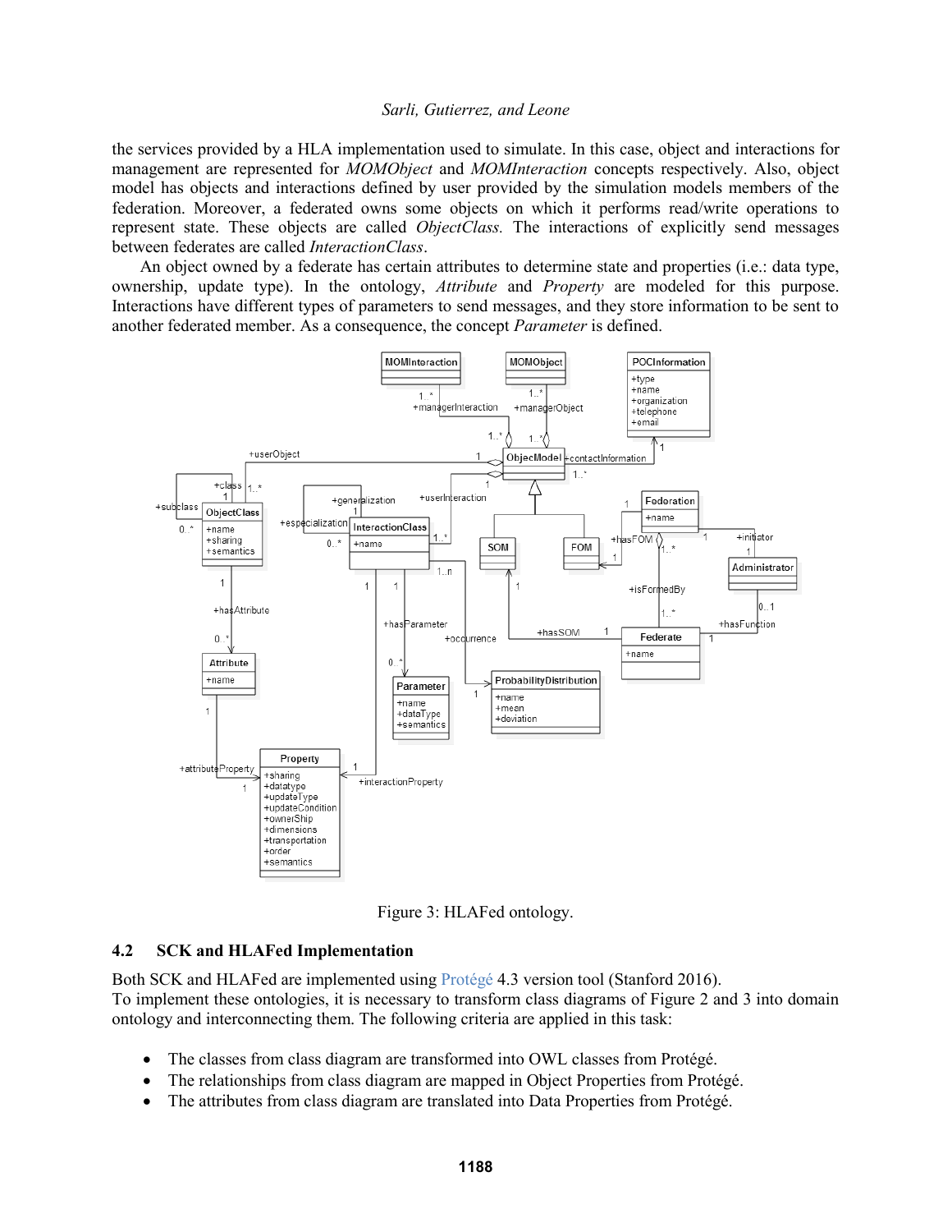the services provided by a HLA implementation used to simulate. In this case, object and interactions for management are represented for *MOMObject* and *MOMInteraction* concepts respectively. Also, object model has objects and interactions defined by user provided by the simulation models members of the federation. Moreover, a federated owns some objects on which it performs read/write operations to represent state. These objects are called *ObjectClass.* The interactions of explicitly send messages between federates are called *InteractionClass*.

An object owned by a federate has certain attributes to determine state and properties (i.e.: data type, ownership, update type). In the ontology, *Attribute* and *Property* are modeled for this purpose. Interactions have different types of parameters to send messages, and they store information to be sent to another federated member. As a consequence, the concept *Parameter* is defined.

Figure 3: HLAFed ontology.

## 4.2 SCK and HLAFed Implementation

Both SCK and HLAFed are implemented using Protégé 4.3 version tool (Stanford 2016).
To implement these ontologies, it is necessary to transform class diagrams of Figure 2 and 3 into domain ontology and interconnecting them. The following criteria are applied in this task:

- The classes from class diagram are transformed into OWL classes from Protégé.
- The relationships from class diagram are mapped in Object Properties from Protégé.
- The attributes from class diagram are translated into Data Properties from Protégé.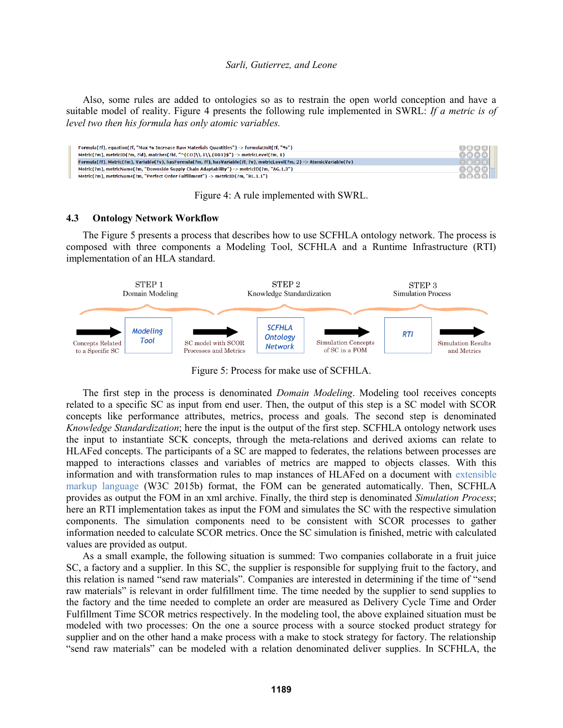Also, some rules are added to ontologies so as to restrain the open world conception and have a suitable model of reality. Figure 4 presents the following rule implemented in SWRL: *If a metric is of level two then his formula has only atomic variables.*

```
Formula(?f), equation(?f, "Max % Increase Raw Materials Quantities") -> formulaUnit(?f, "%")
Metric(?m), metricID(?m, ?id), matches(?id, "^(CO)\\.1\\.(001)$") -> metricLevel(?m, 1)
Formula(?f), Metric(?m), Variable(?v), hasFormula(?m, ?f), hasVariable(?f, ?v), metricLevel(?m, 2) -> AtomicVariable(?v)
Metric(?m), metricName(?m, "Downside Supply Chain Adaptability") -> metricID(?m, "AG.1.3")
Metric(?m), metricName(?m, "Perfect Order Fulfillment") -> metricID(?m, "RL.1.1")
```

Figure 4: A rule implemented with SWRL.

### 4.3 Ontology Network Workflow

The Figure 5 presents a process that describes how to use SCFHLA ontology network. The process is composed with three components a Modeling Tool, SCFHLA and a Runtime Infrastructure (RTI) implementation of an HLA standard.

STEP 1 Domain Modeling — STEP 2 Knowledge Standardization — STEP 3 Simulation Process

Concepts Related to a Specific SC → Modeling Tool → SC model with SCOR Processes and Metrics → SCFHLA Ontology Network → Simulation Concepts of SC in a FOM → RTI → Simulation Results and Metrics

Figure 5: Process for make use of SCFHLA.

The first step in the process is denominated *Domain Modeling*. Modeling tool receives concepts related to a specific SC as input from end user. Then, the output of this step is a SC model with SCOR concepts like performance attributes, metrics, process and goals. The second step is denominated *Knowledge Standardization*; here the input is the output of the first step. SCFHLA ontology network uses the input to instantiate SCK concepts, through the meta-relations and derived axioms can relate to HLAFed concepts. The participants of a SC are mapped to federates, the relations between processes are mapped to interactions classes and variables of metrics are mapped to objects classes. With this information and with transformation rules to map instances of HLAFed on a document with extensible markup language (W3C 2015b) format, the FOM can be generated automatically. Then, SCFHLA provides as output the FOM in an xml archive. Finally, the third step is denominated *Simulation Process*; here an RTI implementation takes as input the FOM and simulates the SC with the respective simulation components. The simulation components need to be consistent with SCOR processes to gather information needed to calculate SCOR metrics. Once the SC simulation is finished, metric with calculated values are provided as output.

As a small example, the following situation is summed: Two companies collaborate in a fruit juice SC, a factory and a supplier. In this SC, the supplier is responsible for supplying fruit to the factory, and this relation is named "send raw materials". Companies are interested in determining if the time of "send raw materials" is relevant in order fulfillment time. The time needed by the supplier to send supplies to the factory and the time needed to complete an order are measured as Delivery Cycle Time and Order Fulfillment Time SCOR metrics respectively. In the modeling tool, the above explained situation must be modeled with two processes: On the one a source process with a source stocked product strategy for supplier and on the other hand a make process with a make to stock strategy for factory. The relationship "send raw materials" can be modeled with a relation denominated deliver supplies. In SCFHLA, the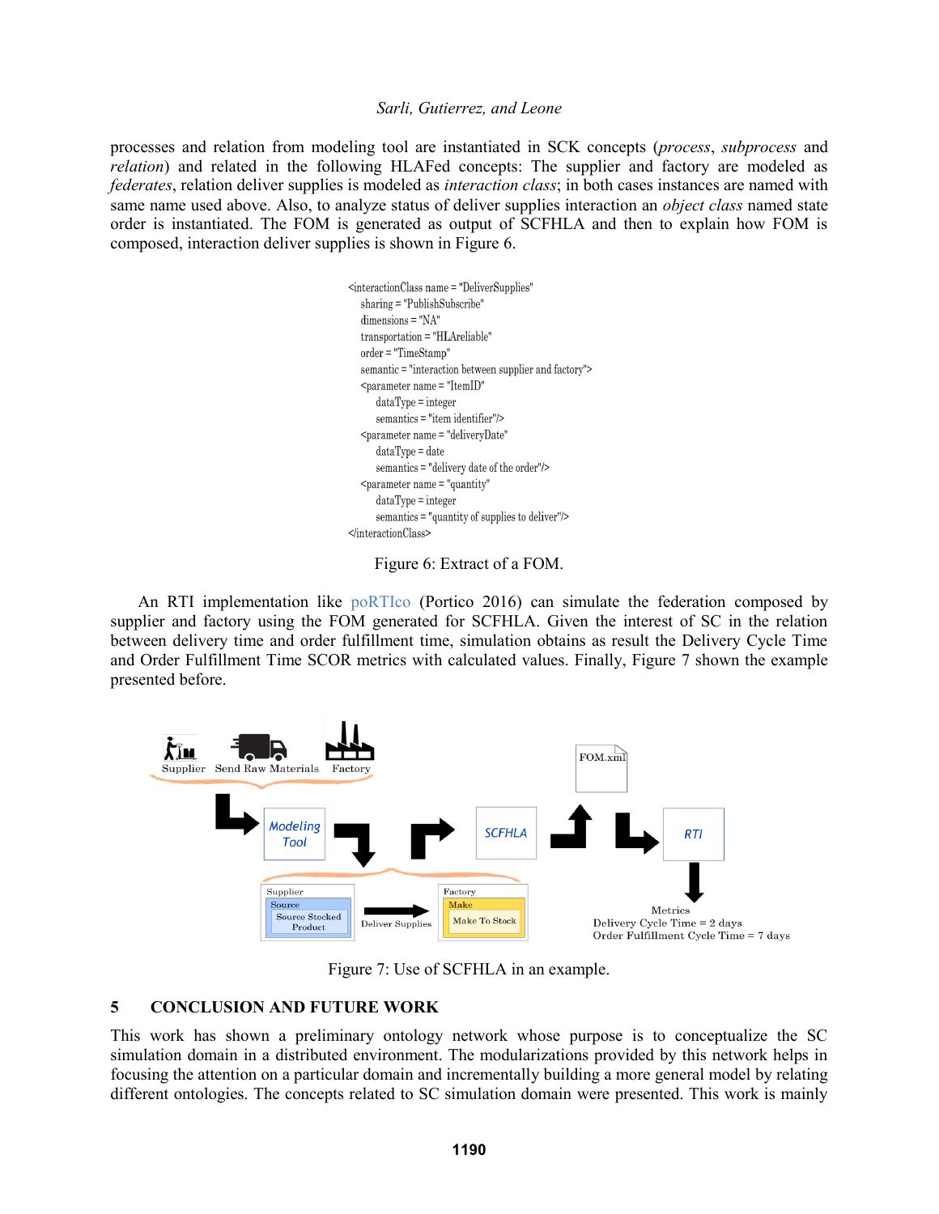processes and relation from modeling tool are instantiated in SCK concepts (*process*, *subprocess* and *relation*) and related in the following HLAFed concepts: The supplier and factory are modeled as *federates*, relation deliver supplies is modeled as *interaction class*; in both cases instances are named with same name used above. Also, to analyze status of deliver supplies interaction an *object class* named state order is instantiated. The FOM is generated as output of SCFHLA and then to explain how FOM is composed, interaction deliver supplies is shown in Figure 6.

```
<interactionClass name = "DeliverSupplies"
   sharing = "PublishSubscribe"
   dimensions = "NA"
   transportation = "HLAreliable"
   order = "TimeStamp"
   semantic = "interaction between supplier and factory">
   <parameter name = "ItemID"
      dataType = integer
      semantics = "item identifier"/>
   <parameter name = "deliveryDate"
      dataType = date
      semantics = "delivery date of the order"/>
   <parameter name = "quantity"
      dataType = integer
      semantics = "quantity of supplies to deliver"/>
</interactionClass>
```

Figure 6: Extract of a FOM.

An RTI implementation like poRTIco (Portico 2016) can simulate the federation composed by supplier and factory using the FOM generated for SCFHLA. Given the interest of SC in the relation between delivery time and order fulfillment time, simulation obtains as result the Delivery Cycle Time and Order Fulfillment Time SCOR metrics with calculated values. Finally, Figure 7 shown the example presented before.

Figure 7: Use of SCFHLA in an example.

## 5 CONCLUSION AND FUTURE WORK

This work has shown a preliminary ontology network whose purpose is to conceptualize the SC simulation domain in a distributed environment. The modularizations provided by this network helps in focusing the attention on a particular domain and incrementally building a more general model by relating different ontologies. The concepts related to SC simulation domain were presented. This work is mainly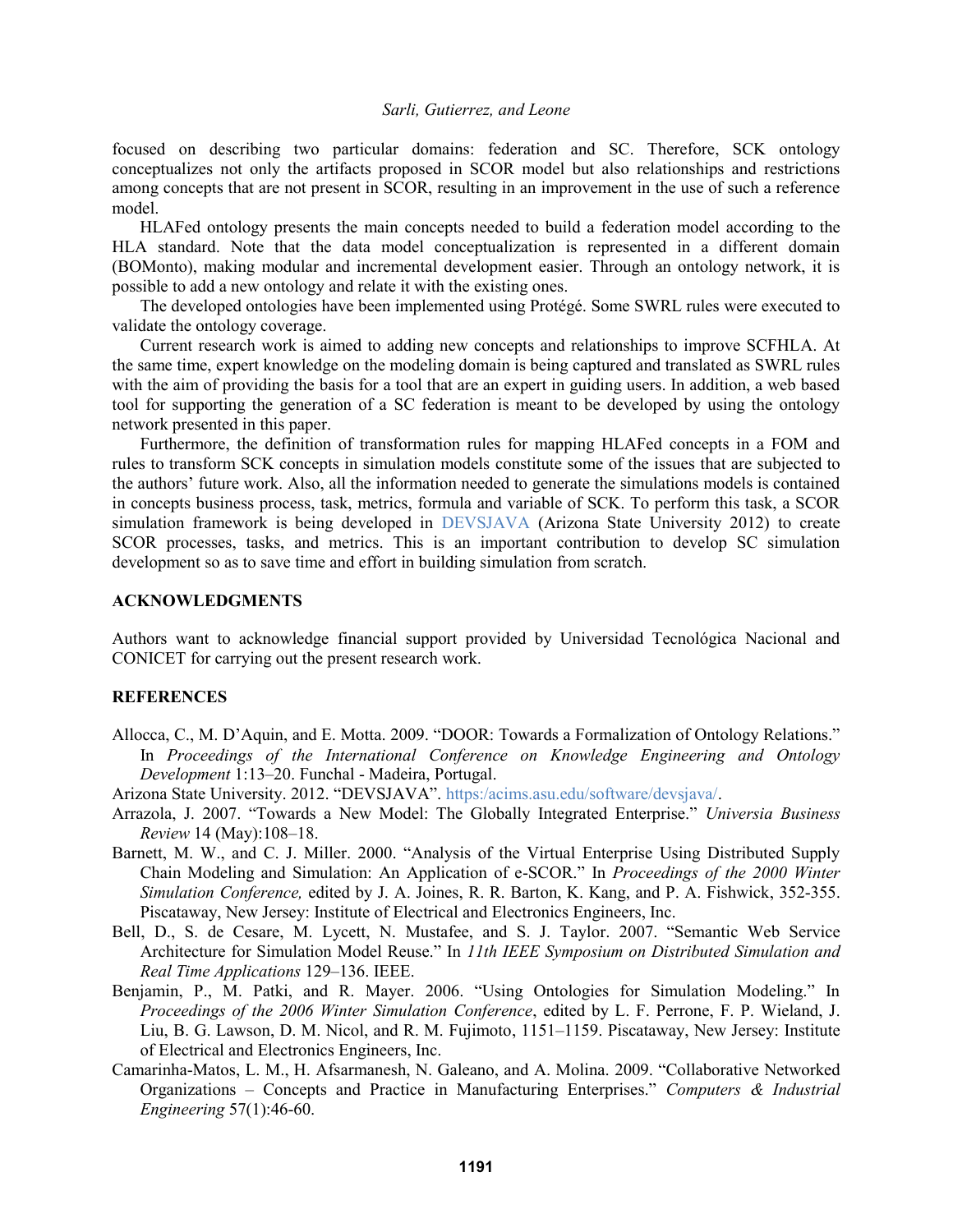focused on describing two particular domains: federation and SC. Therefore, SCK ontology conceptualizes not only the artifacts proposed in SCOR model but also relationships and restrictions among concepts that are not present in SCOR, resulting in an improvement in the use of such a reference model.

HLAFed ontology presents the main concepts needed to build a federation model according to the HLA standard. Note that the data model conceptualization is represented in a different domain (BOMonto), making modular and incremental development easier. Through an ontology network, it is possible to add a new ontology and relate it with the existing ones.

The developed ontologies have been implemented using Protégé. Some SWRL rules were executed to validate the ontology coverage.

Current research work is aimed to adding new concepts and relationships to improve SCFHLA. At the same time, expert knowledge on the modeling domain is being captured and translated as SWRL rules with the aim of providing the basis for a tool that are an expert in guiding users. In addition, a web based tool for supporting the generation of a SC federation is meant to be developed by using the ontology network presented in this paper.

Furthermore, the definition of transformation rules for mapping HLAFed concepts in a FOM and rules to transform SCK concepts in simulation models constitute some of the issues that are subjected to the authors' future work. Also, all the information needed to generate the simulations models is contained in concepts business process, task, metrics, formula and variable of SCK. To perform this task, a SCOR simulation framework is being developed in DEVSJAVA (Arizona State University 2012) to create SCOR processes, tasks, and metrics. This is an important contribution to develop SC simulation development so as to save time and effort in building simulation from scratch.

## ACKNOWLEDGMENTS

Authors want to acknowledge financial support provided by Universidad Tecnológica Nacional and CONICET for carrying out the present research work.

## REFERENCES

Allocca, C., M. D'Aquin, and E. Motta. 2009. "DOOR: Towards a Formalization of Ontology Relations." In *Proceedings of the International Conference on Knowledge Engineering and Ontology Development* 1:13–20. Funchal - Madeira, Portugal.

Arizona State University. 2012. "DEVSJAVA". https:/acims.asu.edu/software/devsjava/.

Arrazola, J. 2007. "Towards a New Model: The Globally Integrated Enterprise." *Universia Business Review* 14 (May):108–18.

Barnett, M. W., and C. J. Miller. 2000. "Analysis of the Virtual Enterprise Using Distributed Supply Chain Modeling and Simulation: An Application of e-SCOR." In *Proceedings of the 2000 Winter Simulation Conference,* edited by J. A. Joines, R. R. Barton, K. Kang, and P. A. Fishwick, 352-355. Piscataway, New Jersey: Institute of Electrical and Electronics Engineers, Inc.

Bell, D., S. de Cesare, M. Lycett, N. Mustafee, and S. J. Taylor. 2007. "Semantic Web Service Architecture for Simulation Model Reuse." In *11th IEEE Symposium on Distributed Simulation and Real Time Applications* 129–136. IEEE.

Benjamin, P., M. Patki, and R. Mayer. 2006. "Using Ontologies for Simulation Modeling." In *Proceedings of the 2006 Winter Simulation Conference*, edited by L. F. Perrone, F. P. Wieland, J. Liu, B. G. Lawson, D. M. Nicol, and R. M. Fujimoto, 1151–1159. Piscataway, New Jersey: Institute of Electrical and Electronics Engineers, Inc.

Camarinha-Matos, L. M., H. Afsarmanesh, N. Galeano, and A. Molina. 2009. "Collaborative Networked Organizations – Concepts and Practice in Manufacturing Enterprises." *Computers & Industrial Engineering* 57(1):46-60.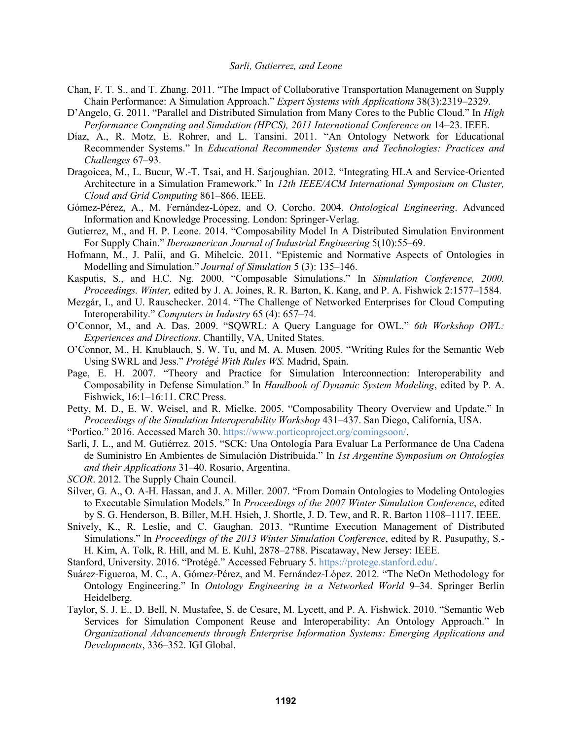Chan, F. T. S., and T. Zhang. 2011. "The Impact of Collaborative Transportation Management on Supply Chain Performance: A Simulation Approach." *Expert Systems with Applications* 38(3):2319–2329.

D'Angelo, G. 2011. "Parallel and Distributed Simulation from Many Cores to the Public Cloud." In *High Performance Computing and Simulation (HPCS), 2011 International Conference on* 14–23. IEEE.

Díaz, A., R. Motz, E. Rohrer, and L. Tansini. 2011. "An Ontology Network for Educational Recommender Systems." In *Educational Recommender Systems and Technologies: Practices and Challenges* 67–93.

Dragoicea, M., L. Bucur, W.-T. Tsai, and H. Sarjoughian. 2012. "Integrating HLA and Service-Oriented Architecture in a Simulation Framework." In *12th IEEE/ACM International Symposium on Cluster, Cloud and Grid Computing* 861–866. IEEE.

Gómez-Pérez, A., M. Fernández-López, and O. Corcho. 2004. *Ontological Engineering*. Advanced Information and Knowledge Processing. London: Springer-Verlag.

Gutierrez, M., and H. P. Leone. 2014. "Composability Model In A Distributed Simulation Environment For Supply Chain." *Iberoamerican Journal of Industrial Engineering* 5(10):55–69.

Hofmann, M., J. Palii, and G. Mihelcic. 2011. "Epistemic and Normative Aspects of Ontologies in Modelling and Simulation." *Journal of Simulation* 5 (3): 135–146.

Kasputis, S., and H.C. Ng. 2000. "Composable Simulations." In *Simulation Conference, 2000. Proceedings. Winter,* edited by J. A. Joines, R. R. Barton, K. Kang, and P. A. Fishwick 2:1577–1584.

Mezgár, I., and U. Rauschecker. 2014. "The Challenge of Networked Enterprises for Cloud Computing Interoperability." *Computers in Industry* 65 (4): 657–74.

O'Connor, M., and A. Das. 2009. "SQWRL: A Query Language for OWL." *6th Workshop OWL: Experiences and Directions*. Chantilly, VA, United States.

O'Connor, M., H. Knublauch, S. W. Tu, and M. A. Musen. 2005. "Writing Rules for the Semantic Web Using SWRL and Jess." *Protégé With Rules WS.* Madrid, Spain.

Page, E. H. 2007. "Theory and Practice for Simulation Interconnection: Interoperability and Composability in Defense Simulation." In *Handbook of Dynamic System Modeling*, edited by P. A. Fishwick, 16:1–16:11. CRC Press.

Petty, M. D., E. W. Weisel, and R. Mielke. 2005. "Composability Theory Overview and Update." In *Proceedings of the Simulation Interoperability Workshop* 431–437. San Diego, California, USA.

"Portico." 2016. Accessed March 30. https://www.porticoproject.org/comingsoon/.

Sarli, J. L., and M. Gutiérrez. 2015. "SCK: Una Ontología Para Evaluar La Performance de Una Cadena de Suministro En Ambientes de Simulación Distribuida." In *1st Argentine Symposium on Ontologies and their Applications* 31–40. Rosario, Argentina.

*SCOR*. 2012. The Supply Chain Council.

Silver, G. A., O. A-H. Hassan, and J. A. Miller. 2007. "From Domain Ontologies to Modeling Ontologies to Executable Simulation Models." In *Proceedings of the 2007 Winter Simulation Conference*, edited by S. G. Henderson, B. Biller, M.H. Hsieh, J. Shortle, J. D. Tew, and R. R. Barton 1108–1117. IEEE.

Snively, K., R. Leslie, and C. Gaughan. 2013. "Runtime Execution Management of Distributed Simulations." In *Proceedings of the 2013 Winter Simulation Conference*, edited by R. Pasupathy, S.-H. Kim, A. Tolk, R. Hill, and M. E. Kuhl, 2878–2788. Piscataway, New Jersey: IEEE.

Stanford, University. 2016. "Protégé." Accessed February 5. https://protege.stanford.edu/.

Suárez-Figueroa, M. C., A. Gómez-Pérez, and M. Fernández-López. 2012. "The NeOn Methodology for Ontology Engineering." In *Ontology Engineering in a Networked World* 9–34. Springer Berlin Heidelberg.

Taylor, S. J. E., D. Bell, N. Mustafee, S. de Cesare, M. Lycett, and P. A. Fishwick. 2010. "Semantic Web Services for Simulation Component Reuse and Interoperability: An Ontology Approach." In *Organizational Advancements through Enterprise Information Systems: Emerging Applications and Developments*, 336–352. IGI Global.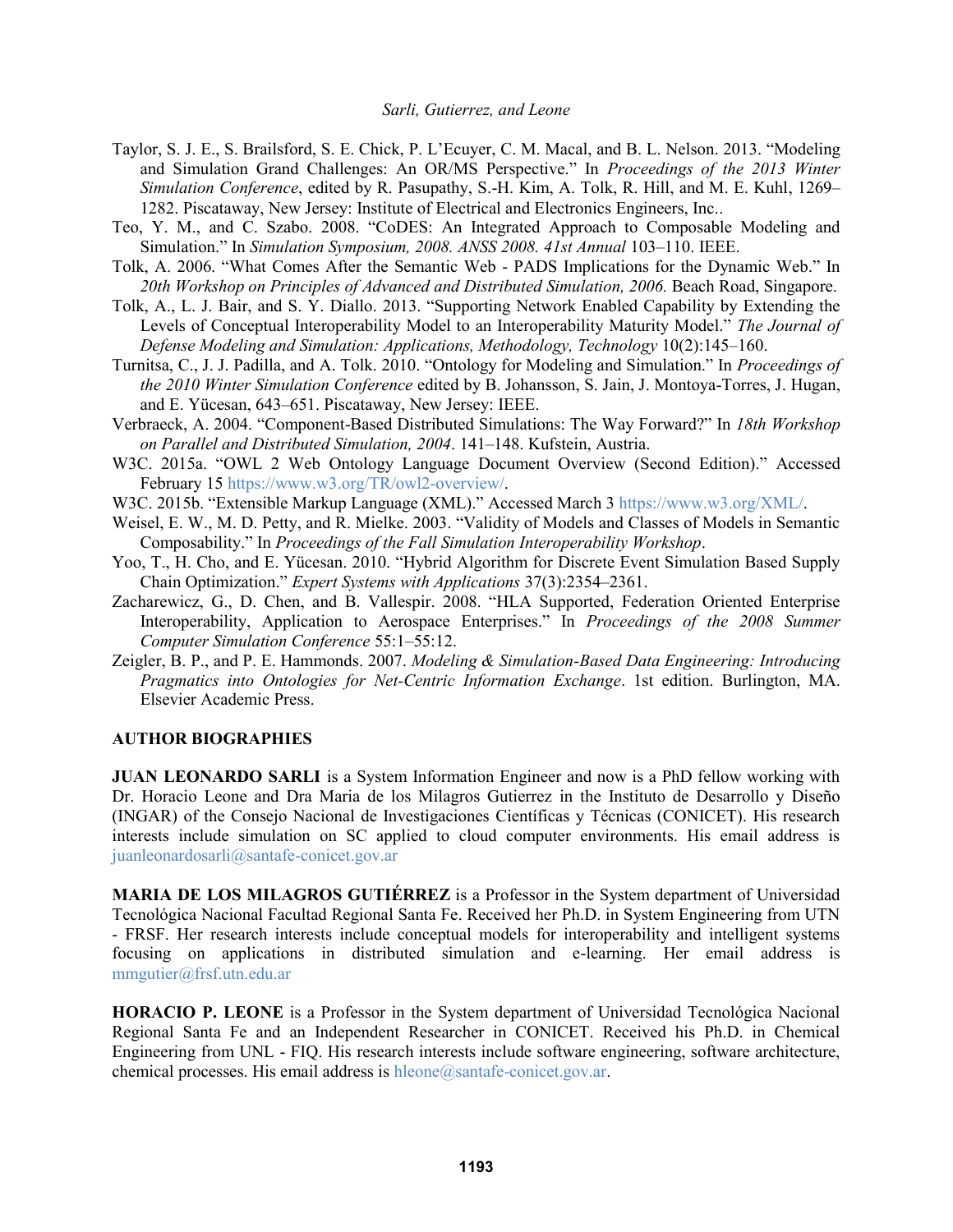Taylor, S. J. E., S. Brailsford, S. E. Chick, P. L'Ecuyer, C. M. Macal, and B. L. Nelson. 2013. "Modeling and Simulation Grand Challenges: An OR/MS Perspective." In *Proceedings of the 2013 Winter Simulation Conference*, edited by R. Pasupathy, S.-H. Kim, A. Tolk, R. Hill, and M. E. Kuhl, 1269–1282. Piscataway, New Jersey: Institute of Electrical and Electronics Engineers, Inc..

Teo, Y. M., and C. Szabo. 2008. "CoDES: An Integrated Approach to Composable Modeling and Simulation." In *Simulation Symposium, 2008. ANSS 2008. 41st Annual* 103–110. IEEE.

Tolk, A. 2006. "What Comes After the Semantic Web - PADS Implications for the Dynamic Web." In *20th Workshop on Principles of Advanced and Distributed Simulation, 2006.* Beach Road, Singapore.

Tolk, A., L. J. Bair, and S. Y. Diallo. 2013. "Supporting Network Enabled Capability by Extending the Levels of Conceptual Interoperability Model to an Interoperability Maturity Model." *The Journal of Defense Modeling and Simulation: Applications, Methodology, Technology* 10(2):145–160.

Turnitsa, C., J. J. Padilla, and A. Tolk. 2010. "Ontology for Modeling and Simulation." In *Proceedings of the 2010 Winter Simulation Conference* edited by B. Johansson, S. Jain, J. Montoya-Torres, J. Hugan, and E. Yücesan, 643–651. Piscataway, New Jersey: IEEE.

Verbraeck, A. 2004. "Component-Based Distributed Simulations: The Way Forward?" In *18th Workshop on Parallel and Distributed Simulation, 2004*. 141–148. Kufstein, Austria.

W3C. 2015a. "OWL 2 Web Ontology Language Document Overview (Second Edition)." Accessed February 15 https://www.w3.org/TR/owl2-overview/.

W3C. 2015b. "Extensible Markup Language (XML)." Accessed March 3 https://www.w3.org/XML/.

Weisel, E. W., M. D. Petty, and R. Mielke. 2003. "Validity of Models and Classes of Models in Semantic Composability." In *Proceedings of the Fall Simulation Interoperability Workshop*.

Yoo, T., H. Cho, and E. Yücesan. 2010. "Hybrid Algorithm for Discrete Event Simulation Based Supply Chain Optimization." *Expert Systems with Applications* 37(3):2354–2361.

Zacharewicz, G., D. Chen, and B. Vallespir. 2008. "HLA Supported, Federation Oriented Enterprise Interoperability, Application to Aerospace Enterprises." In *Proceedings of the 2008 Summer Computer Simulation Conference* 55:1–55:12.

Zeigler, B. P., and P. E. Hammonds. 2007. *Modeling & Simulation-Based Data Engineering: Introducing Pragmatics into Ontologies for Net-Centric Information Exchange*. 1st edition. Burlington, MA. Elsevier Academic Press.

## AUTHOR BIOGRAPHIES

**JUAN LEONARDO SARLI** is a System Information Engineer and now is a PhD fellow working with Dr. Horacio Leone and Dra Maria de los Milagros Gutierrez in the Instituto de Desarrollo y Diseño (INGAR) of the Consejo Nacional de Investigaciones Científicas y Técnicas (CONICET). His research interests include simulation on SC applied to cloud computer environments. His email address is juanleonardosarli@santafe-conicet.gov.ar

**MARIA DE LOS MILAGROS GUTIÉRREZ** is a Professor in the System department of Universidad Tecnológica Nacional Facultad Regional Santa Fe. Received her Ph.D. in System Engineering from UTN - FRSF. Her research interests include conceptual models for interoperability and intelligent systems focusing on applications in distributed simulation and e-learning. Her email address is mmgutier@frsf.utn.edu.ar

**HORACIO P. LEONE** is a Professor in the System department of Universidad Tecnológica Nacional Regional Santa Fe and an Independent Researcher in CONICET. Received his Ph.D. in Chemical Engineering from UNL - FIQ. His research interests include software engineering, software architecture, chemical processes. His email address is hleone@santafe-conicet.gov.ar.